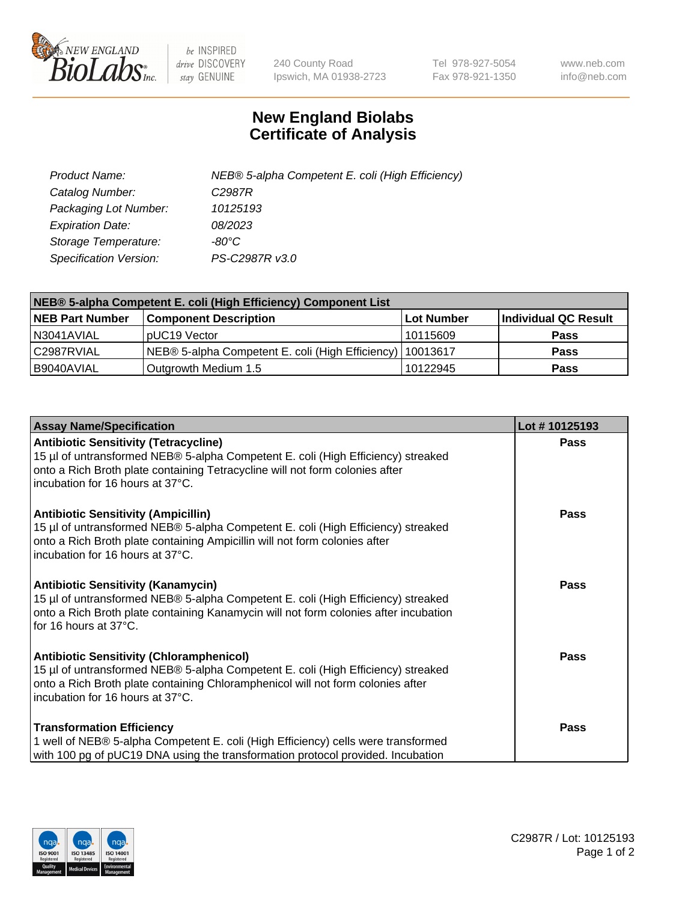# New England Biolabs Certificate of Analysis

| | |
|---|---|
| *Product Name:* | *NEB® 5-alpha Competent E. coli (High Efficiency)* |
| *Catalog Number:* | *C2987R* |
| *Packaging Lot Number:* | *10125193* |
| *Expiration Date:* | *08/2023* |
| *Storage Temperature:* | *-80°C* |
| *Specification Version:* | *PS-C2987R v3.0* |

| NEB® 5-alpha Competent E. coli (High Efficiency) Component List | | | |
|---|---|---|---|
| **NEB Part Number** | **Component Description** | **Lot Number** | **Individual QC Result** |
| N3041AVIAL | pUC19 Vector | 10115609 | **Pass** |
| C2987RVIAL | NEB® 5-alpha Competent E. coli (High Efficiency) | 10013617 | **Pass** |
| B9040AVIAL | Outgrowth Medium 1.5 | 10122945 | **Pass** |

| Assay Name/Specification | Lot # 10125193 |
|---|---|
| **Antibiotic Sensitivity (Tetracycline)** 15 µl of untransformed NEB® 5-alpha Competent E. coli (High Efficiency) streaked onto a Rich Broth plate containing Tetracycline will not form colonies after incubation for 16 hours at 37°C. | **Pass** |
| **Antibiotic Sensitivity (Ampicillin)** 15 µl of untransformed NEB® 5-alpha Competent E. coli (High Efficiency) streaked onto a Rich Broth plate containing Ampicillin will not form colonies after incubation for 16 hours at 37°C. | **Pass** |
| **Antibiotic Sensitivity (Kanamycin)** 15 µl of untransformed NEB® 5-alpha Competent E. coli (High Efficiency) streaked onto a Rich Broth plate containing Kanamycin will not form colonies after incubation for 16 hours at 37°C. | **Pass** |
| **Antibiotic Sensitivity (Chloramphenicol)** 15 µl of untransformed NEB® 5-alpha Competent E. coli (High Efficiency) streaked onto a Rich Broth plate containing Chloramphenicol will not form colonies after incubation for 16 hours at 37°C. | **Pass** |
| **Transformation Efficiency** 1 well of NEB® 5-alpha Competent E. coli (High Efficiency) cells were transformed with 100 pg of pUC19 DNA using the transformation protocol provided. Incubation | **Pass** |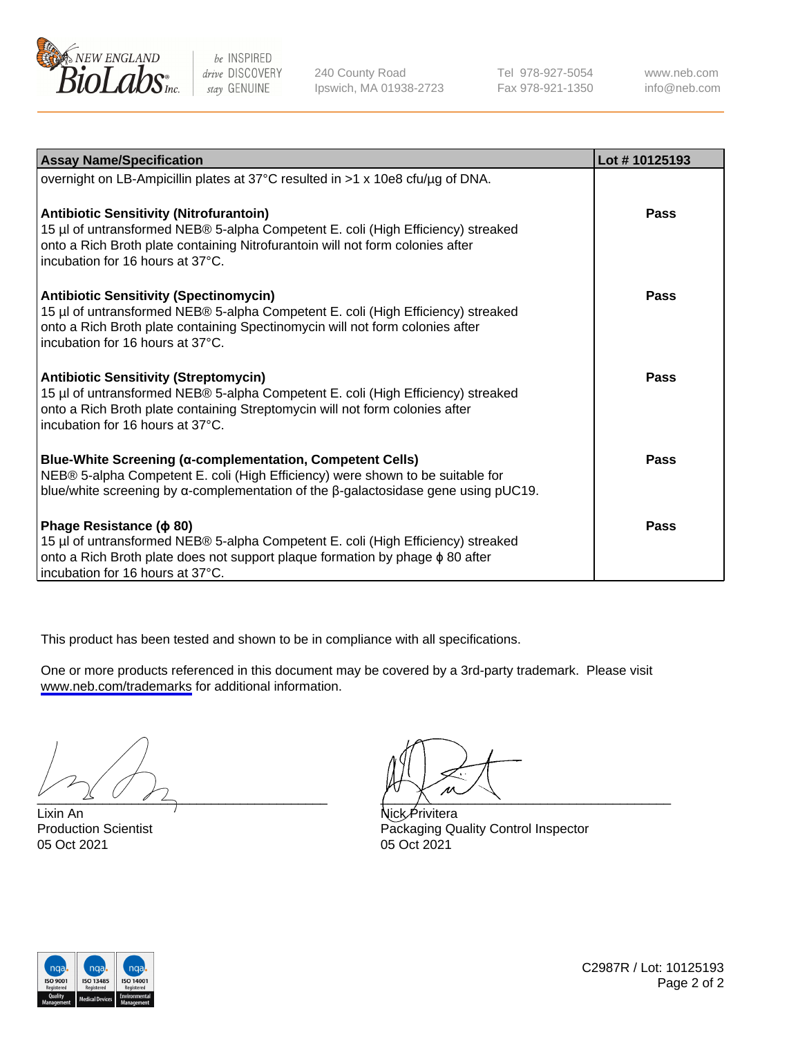| Assay Name/Specification | Lot # 10125193 |
|---|---|
| overnight on LB-Ampicillin plates at 37°C resulted in >1 x 10e8 cfu/µg of DNA. | |
| **Antibiotic Sensitivity (Nitrofurantoin)**<br>15 µl of untransformed NEB® 5-alpha Competent E. coli (High Efficiency) streaked onto a Rich Broth plate containing Nitrofurantoin will not form colonies after incubation for 16 hours at 37°C. | **Pass** |
| **Antibiotic Sensitivity (Spectinomycin)**<br>15 µl of untransformed NEB® 5-alpha Competent E. coli (High Efficiency) streaked onto a Rich Broth plate containing Spectinomycin will not form colonies after incubation for 16 hours at 37°C. | **Pass** |
| **Antibiotic Sensitivity (Streptomycin)**<br>15 µl of untransformed NEB® 5-alpha Competent E. coli (High Efficiency) streaked onto a Rich Broth plate containing Streptomycin will not form colonies after incubation for 16 hours at 37°C. | **Pass** |
| **Blue-White Screening (α-complementation, Competent Cells)**<br>NEB® 5-alpha Competent E. coli (High Efficiency) were shown to be suitable for blue/white screening by α-complementation of the β-galactosidase gene using pUC19. | **Pass** |
| **Phage Resistance (ϕ 80)**<br>15 µl of untransformed NEB® 5-alpha Competent E. coli (High Efficiency) streaked onto a Rich Broth plate does not support plaque formation by phage ϕ 80 after incubation for 16 hours at 37°C. | **Pass** |

This product has been tested and shown to be in compliance with all specifications.

One or more products referenced in this document may be covered by a 3rd-party trademark. Please visit www.neb.com/trademarks for additional information.

Lixin An
Production Scientist
05 Oct 2021

Nick Privitera
Packaging Quality Control Inspector
05 Oct 2021

C2987R / Lot: 10125193